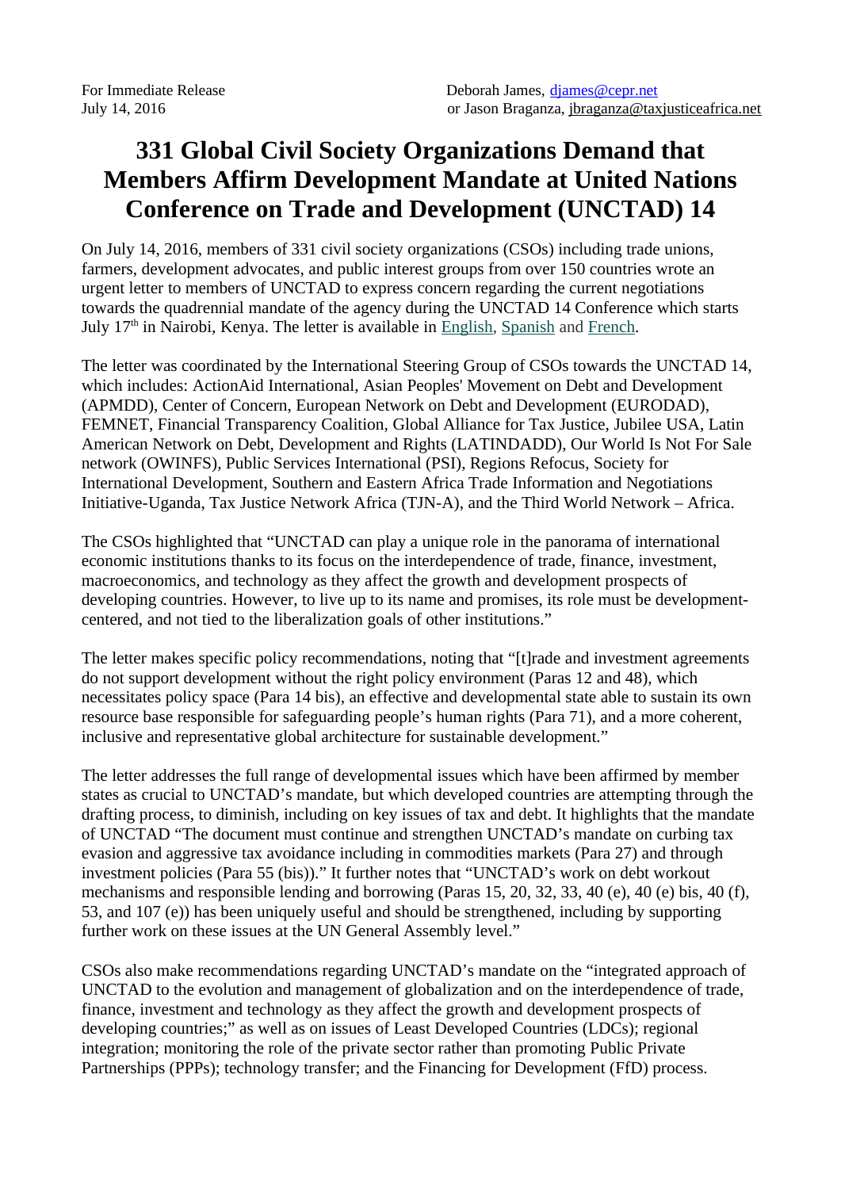For Immediate Release
July 14, 2016

Deborah James, djames@cepr.net
or Jason Braganza, jbraganza@taxjusticeafrica.net

# 331 Global Civil Society Organizations Demand that Members Affirm Development Mandate at United Nations Conference on Trade and Development (UNCTAD) 14

On July 14, 2016, members of 331 civil society organizations (CSOs) including trade unions, farmers, development advocates, and public interest groups from over 150 countries wrote an urgent letter to members of UNCTAD to express concern regarding the current negotiations towards the quadrennial mandate of the agency during the UNCTAD 14 Conference which starts July 17th in Nairobi, Kenya. The letter is available in English, Spanish and French.

The letter was coordinated by the International Steering Group of CSOs towards the UNCTAD 14, which includes: ActionAid International, Asian Peoples' Movement on Debt and Development (APMDD), Center of Concern, European Network on Debt and Development (EURODAD), FEMNET, Financial Transparency Coalition, Global Alliance for Tax Justice, Jubilee USA, Latin American Network on Debt, Development and Rights (LATINDADD), Our World Is Not For Sale network (OWINFS), Public Services International (PSI), Regions Refocus, Society for International Development, Southern and Eastern Africa Trade Information and Negotiations Initiative-Uganda, Tax Justice Network Africa (TJN-A), and the Third World Network – Africa.

The CSOs highlighted that "UNCTAD can play a unique role in the panorama of international economic institutions thanks to its focus on the interdependence of trade, finance, investment, macroeconomics, and technology as they affect the growth and development prospects of developing countries. However, to live up to its name and promises, its role must be development-centered, and not tied to the liberalization goals of other institutions."

The letter makes specific policy recommendations, noting that "[t]rade and investment agreements do not support development without the right policy environment (Paras 12 and 48), which necessitates policy space (Para 14 bis), an effective and developmental state able to sustain its own resource base responsible for safeguarding people's human rights (Para 71), and a more coherent, inclusive and representative global architecture for sustainable development."

The letter addresses the full range of developmental issues which have been affirmed by member states as crucial to UNCTAD's mandate, but which developed countries are attempting through the drafting process, to diminish, including on key issues of tax and debt. It highlights that the mandate of UNCTAD "The document must continue and strengthen UNCTAD's mandate on curbing tax evasion and aggressive tax avoidance including in commodities markets (Para 27) and through investment policies (Para 55 (bis))." It further notes that "UNCTAD's work on debt workout mechanisms and responsible lending and borrowing (Paras 15, 20, 32, 33, 40 (e), 40 (e) bis, 40 (f), 53, and 107 (e)) has been uniquely useful and should be strengthened, including by supporting further work on these issues at the UN General Assembly level."

CSOs also make recommendations regarding UNCTAD's mandate on the "integrated approach of UNCTAD to the evolution and management of globalization and on the interdependence of trade, finance, investment and technology as they affect the growth and development prospects of developing countries;" as well as on issues of Least Developed Countries (LDCs); regional integration; monitoring the role of the private sector rather than promoting Public Private Partnerships (PPPs); technology transfer; and the Financing for Development (FfD) process.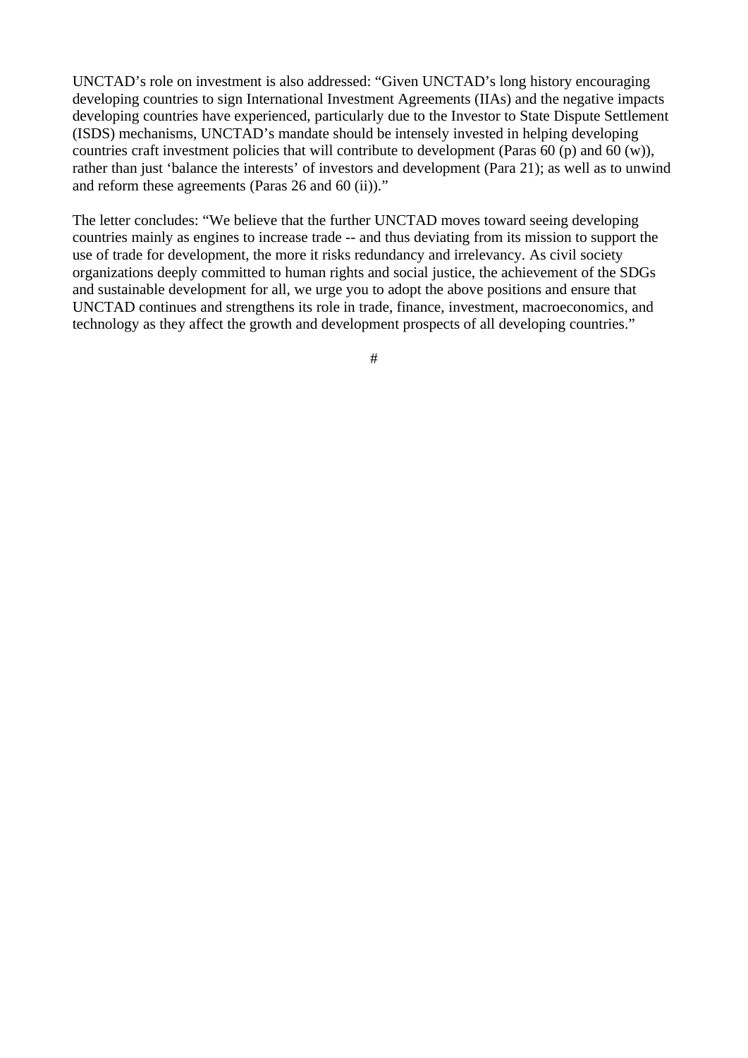UNCTAD's role on investment is also addressed: "Given UNCTAD's long history encouraging developing countries to sign International Investment Agreements (IIAs) and the negative impacts developing countries have experienced, particularly due to the Investor to State Dispute Settlement (ISDS) mechanisms, UNCTAD's mandate should be intensely invested in helping developing countries craft investment policies that will contribute to development (Paras 60 (p) and 60 (w)), rather than just 'balance the interests' of investors and development (Para 21); as well as to unwind and reform these agreements (Paras 26 and 60 (ii))."

The letter concludes: "We believe that the further UNCTAD moves toward seeing developing countries mainly as engines to increase trade -- and thus deviating from its mission to support the use of trade for development, the more it risks redundancy and irrelevancy. As civil society organizations deeply committed to human rights and social justice, the achievement of the SDGs and sustainable development for all, we urge you to adopt the above positions and ensure that UNCTAD continues and strengthens its role in trade, finance, investment, macroeconomics, and technology as they affect the growth and development prospects of all developing countries."

#